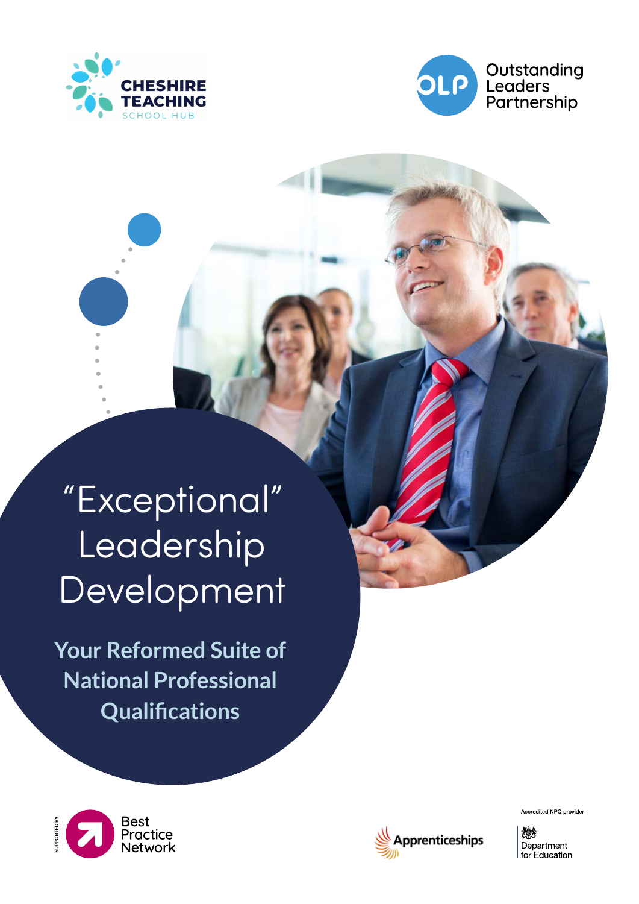CHESHIRE TEACHING
SCHOOL HUB

Outstanding Leaders Partnership

# "Exceptional" Leadership Development

## Your Reformed Suite of National Professional Qualifications

SUPPORTED BY Best Practice Network

Apprenticeships

Accredited NPQ provider

Department for Education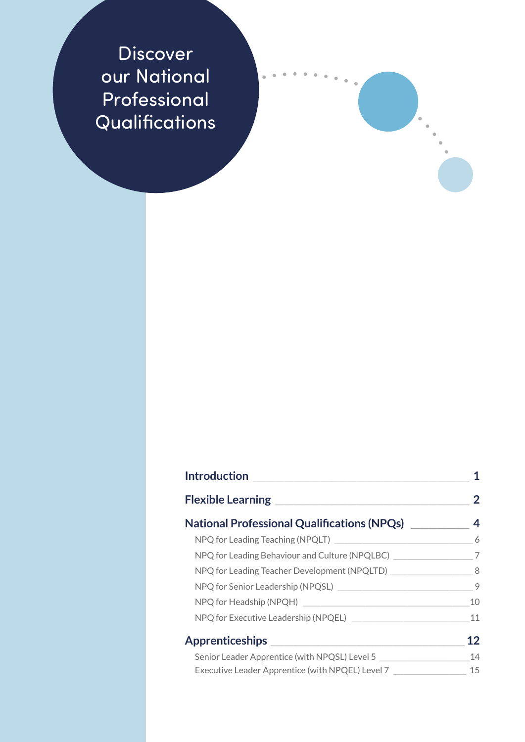# Discover our National Professional Qualifications

| | |
|---|---|
| **Introduction** | **1** |
| **Flexible Learning** | **2** |
| **National Professional Qualifications (NPQs)** | **4** |
| NPQ for Leading Teaching (NPQLT) | 6 |
| NPQ for Leading Behaviour and Culture (NPQLBC) | 7 |
| NPQ for Leading Teacher Development (NPQLTD) | 8 |
| NPQ for Senior Leadership (NPQSL) | 9 |
| NPQ for Headship (NPQH) | 10 |
| NPQ for Executive Leadership (NPQEL) | 11 |
| **Apprenticeships** | **12** |
| Senior Leader Apprentice (with NPQSL) Level 5 | 14 |
| Executive Leader Apprentice (with NPQEL) Level 7 | 15 |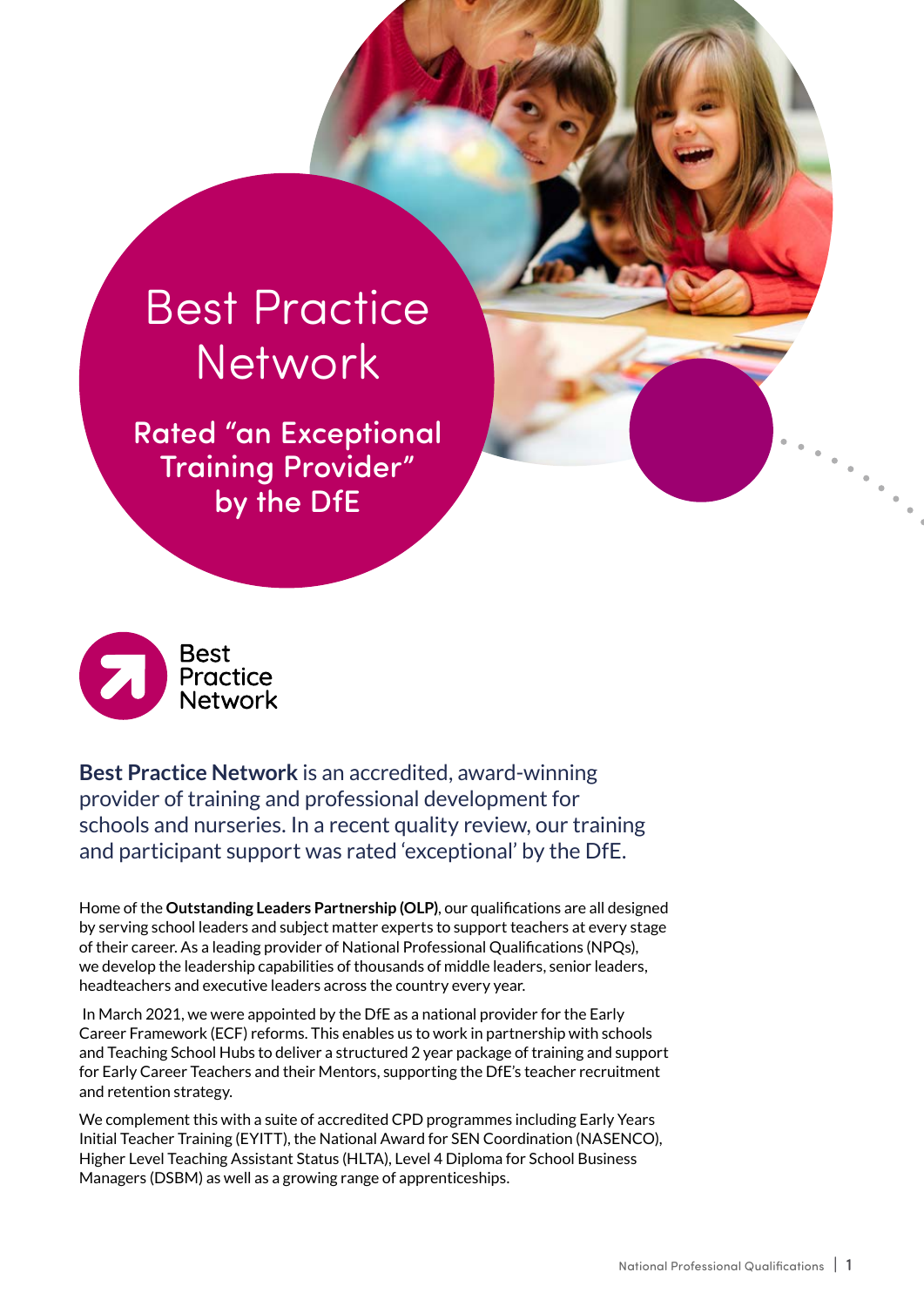# Best Practice Network

## Rated "an Exceptional Training Provider" by the DfE

Best Practice Network

**Best Practice Network** is an accredited, award-winning provider of training and professional development for schools and nurseries. In a recent quality review, our training and participant support was rated 'exceptional' by the DfE.

Home of the **Outstanding Leaders Partnership (OLP)**, our qualifications are all designed by serving school leaders and subject matter experts to support teachers at every stage of their career. As a leading provider of National Professional Qualifications (NPQs), we develop the leadership capabilities of thousands of middle leaders, senior leaders, headteachers and executive leaders across the country every year.

In March 2021, we were appointed by the DfE as a national provider for the Early Career Framework (ECF) reforms. This enables us to work in partnership with schools and Teaching School Hubs to deliver a structured 2 year package of training and support for Early Career Teachers and their Mentors, supporting the DfE's teacher recruitment and retention strategy.

We complement this with a suite of accredited CPD programmes including Early Years Initial Teacher Training (EYITT), the National Award for SEN Coordination (NASENCO), Higher Level Teaching Assistant Status (HLTA), Level 4 Diploma for School Business Managers (DSBM) as well as a growing range of apprenticeships.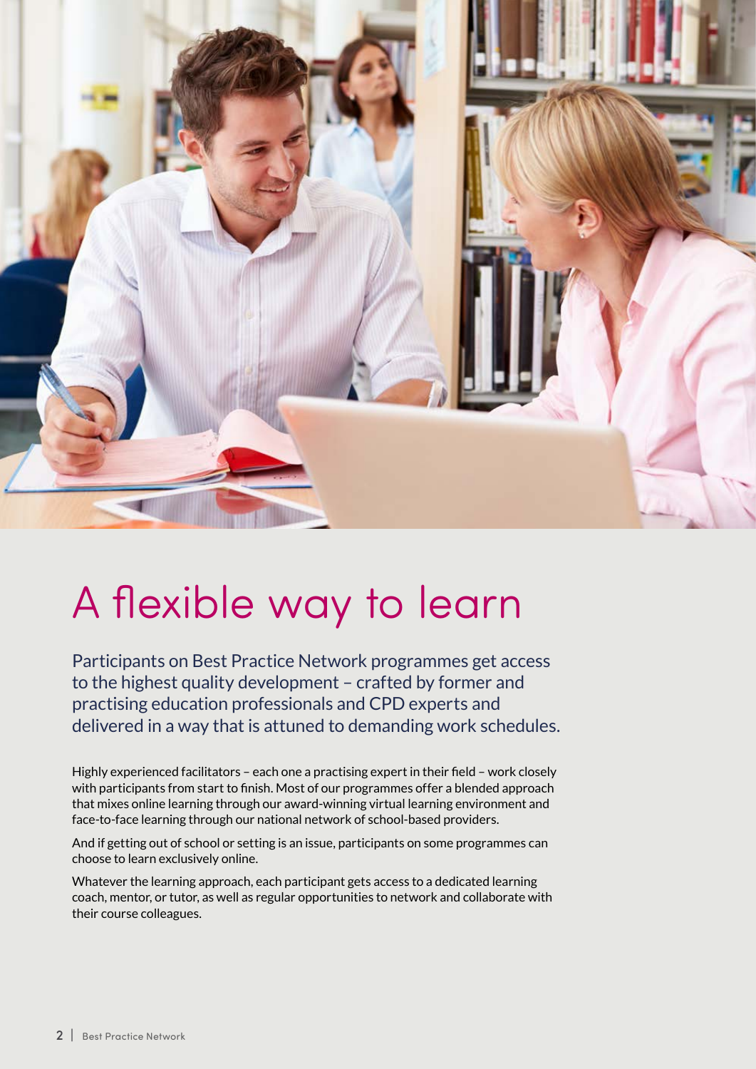# A flexible way to learn

Participants on Best Practice Network programmes get access to the highest quality development – crafted by former and practising education professionals and CPD experts and delivered in a way that is attuned to demanding work schedules.

Highly experienced facilitators – each one a practising expert in their field – work closely with participants from start to finish. Most of our programmes offer a blended approach that mixes online learning through our award-winning virtual learning environment and face-to-face learning through our national network of school-based providers.

And if getting out of school or setting is an issue, participants on some programmes can choose to learn exclusively online.

Whatever the learning approach, each participant gets access to a dedicated learning coach, mentor, or tutor, as well as regular opportunities to network and collaborate with their course colleagues.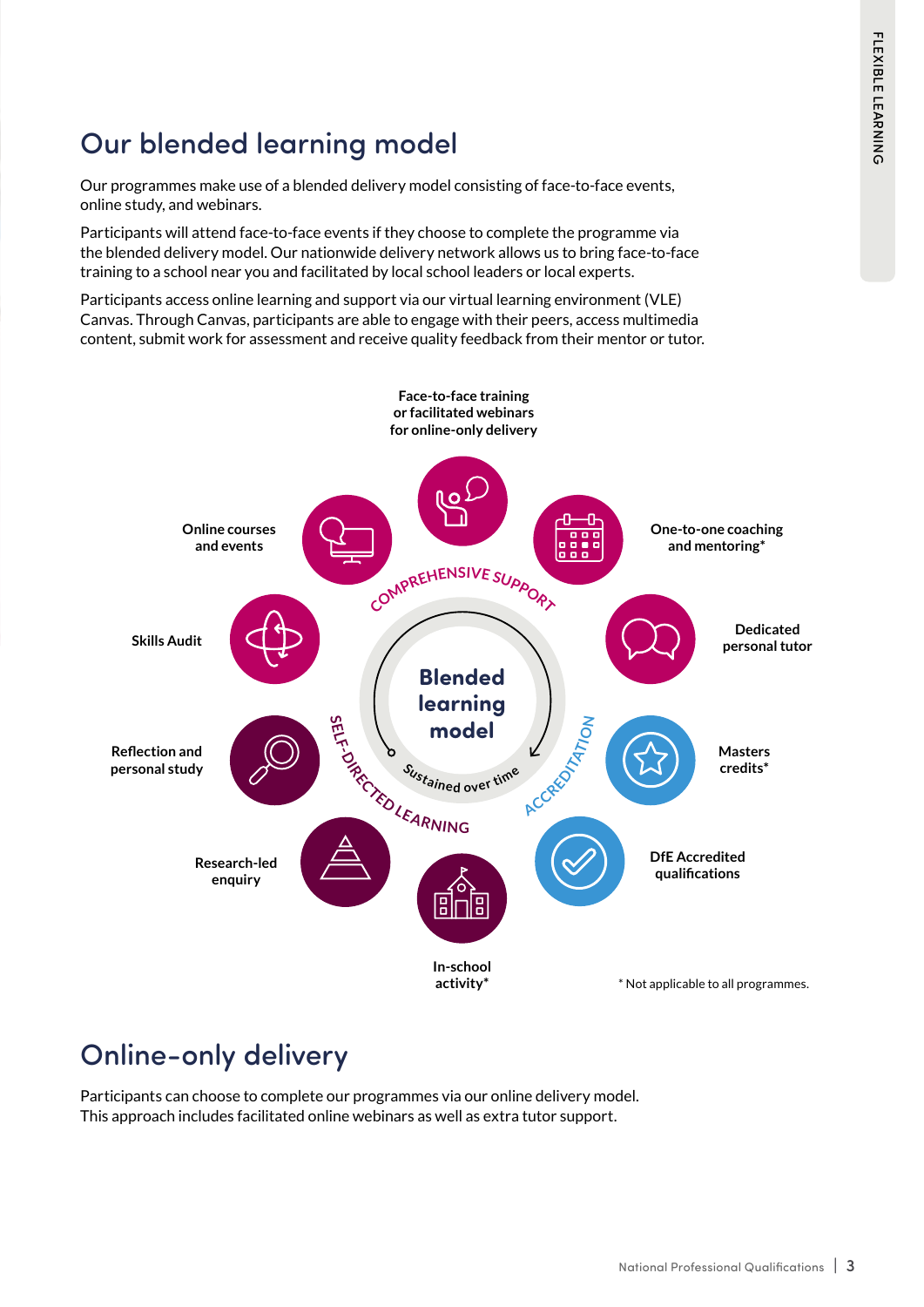# Our blended learning model

Our programmes make use of a blended delivery model consisting of face-to-face events, online study, and webinars.

Participants will attend face-to-face events if they choose to complete the programme via the blended delivery model. Our nationwide delivery network allows us to bring face-to-face training to a school near you and facilitated by local school leaders or local experts.

Participants access online learning and support via our virtual learning environment (VLE) Canvas. Through Canvas, participants are able to engage with their peers, access multimedia content, submit work for assessment and receive quality feedback from their mentor or tutor.

**Blended learning model**

Sustained over time

COMPREHENSIVE SUPPORT

- Face-to-face training or facilitated webinars for online-only delivery
- One-to-one coaching and mentoring*
- Dedicated personal tutor
- Online courses and events

ACCREDITATION

- Masters credits*
- DfE Accredited qualifications

SELF-DIRECTED LEARNING

- Skills Audit
- Reflection and personal study
- Research-led enquiry
- In-school activity*

\* Not applicable to all programmes.

# Online-only delivery

Participants can choose to complete our programmes via our online delivery model. This approach includes facilitated online webinars as well as extra tutor support.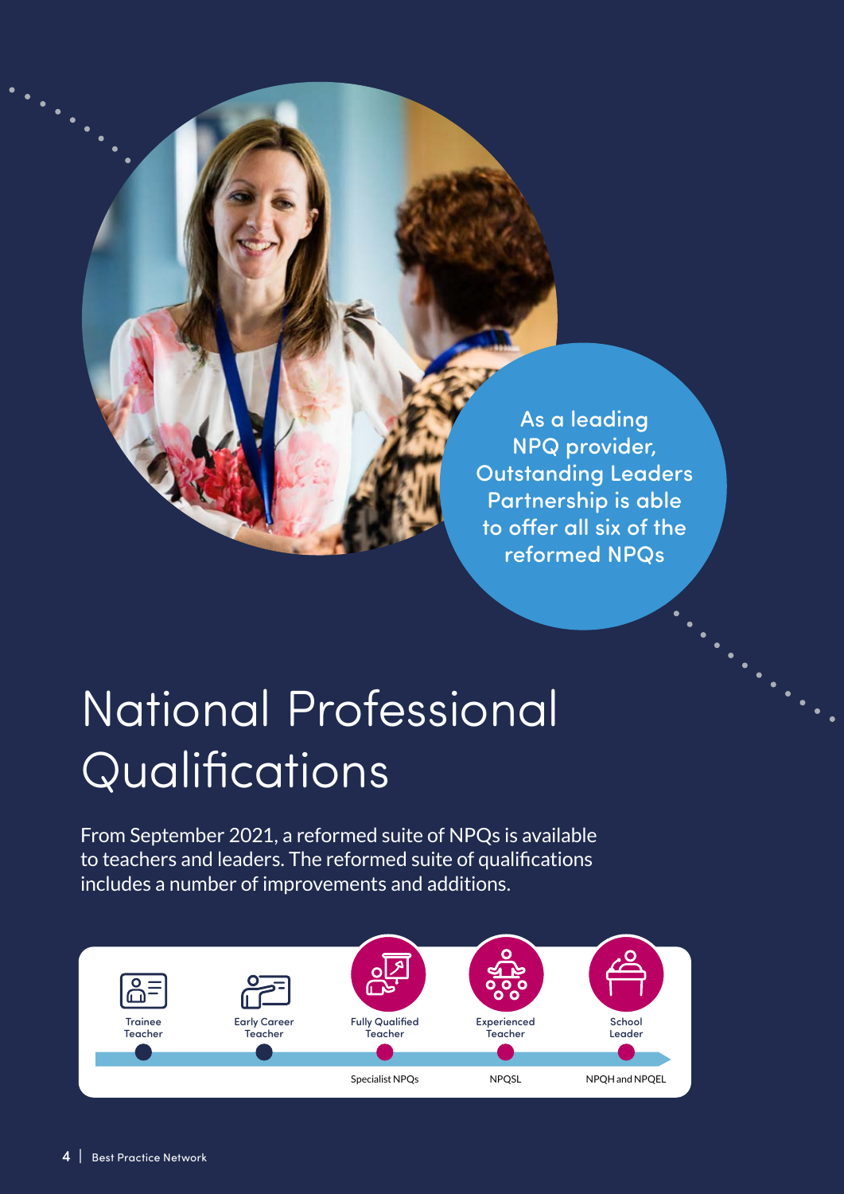As a leading NPQ provider, Outstanding Leaders Partnership is able to offer all six of the reformed NPQs

# National Professional Qualifications

From September 2021, a reformed suite of NPQs is available to teachers and leaders. The reformed suite of qualifications includes a number of improvements and additions.

| Trainee Teacher | Early Career Teacher | Fully Qualified Teacher | Experienced Teacher | School Leader |
|---|---|---|---|---|
| | | Specialist NPQs | NPQSL | NPQH and NPQEL |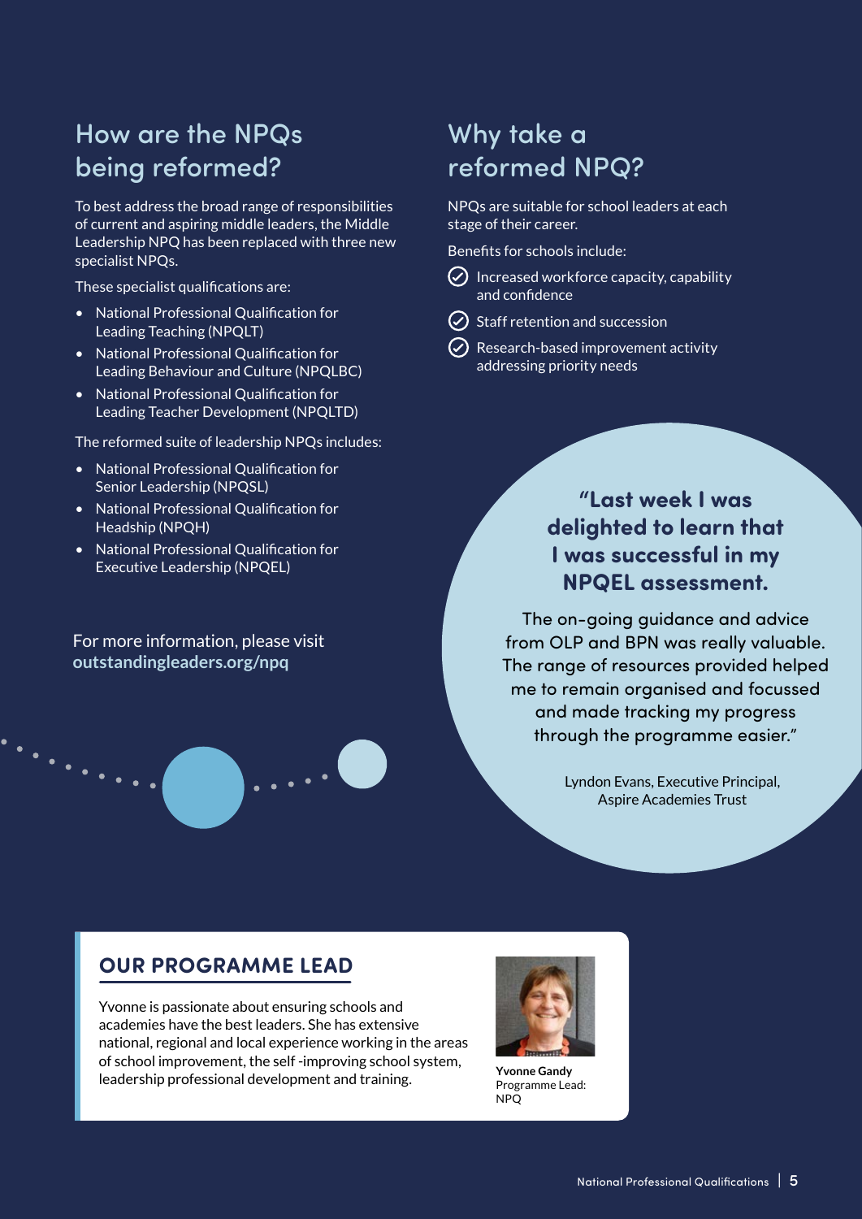## How are the NPQs being reformed?

To best address the broad range of responsibilities of current and aspiring middle leaders, the Middle Leadership NPQ has been replaced with three new specialist NPQs.

These specialist qualifications are:

- National Professional Qualification for Leading Teaching (NPQLT)
- National Professional Qualification for Leading Behaviour and Culture (NPQLBC)
- National Professional Qualification for Leading Teacher Development (NPQLTD)

The reformed suite of leadership NPQs includes:

- National Professional Qualification for Senior Leadership (NPQSL)
- National Professional Qualification for Headship (NPQH)
- National Professional Qualification for Executive Leadership (NPQEL)

For more information, please visit **outstandingleaders.org/npq**

## Why take a reformed NPQ?

NPQs are suitable for school leaders at each stage of their career.

Benefits for schools include:

- Increased workforce capacity, capability and confidence
- Staff retention and succession
- Research-based improvement activity addressing priority needs

**"Last week I was delighted to learn that I was successful in my NPQEL assessment.**

The on-going guidance and advice from OLP and BPN was really valuable. The range of resources provided helped me to remain organised and focussed and made tracking my progress through the programme easier."

Lyndon Evans, Executive Principal, Aspire Academies Trust

## OUR PROGRAMME LEAD

Yvonne is passionate about ensuring schools and academies have the best leaders. She has extensive national, regional and local experience working in the areas of school improvement, the self -improving school system, leadership professional development and training.

**Yvonne Gandy**
Programme Lead: NPQ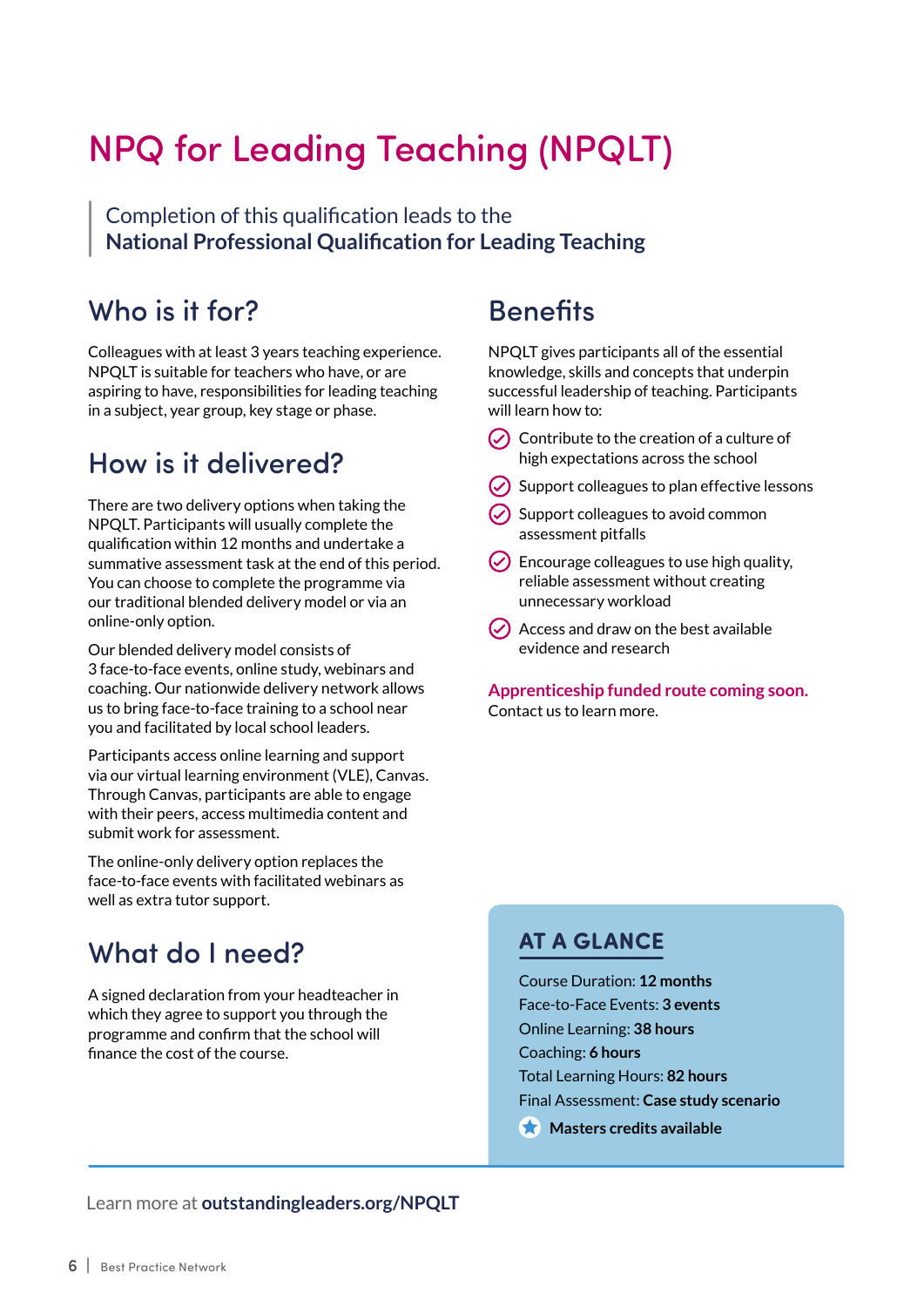# NPQ for Leading Teaching (NPQLT)

> Completion of this qualification leads to the
> **National Professional Qualification for Leading Teaching**

## Who is it for?

Colleagues with at least 3 years teaching experience. NPQLT is suitable for teachers who have, or are aspiring to have, responsibilities for leading teaching in a subject, year group, key stage or phase.

## How is it delivered?

There are two delivery options when taking the NPQLT. Participants will usually complete the qualification within 12 months and undertake a summative assessment task at the end of this period. You can choose to complete the programme via our traditional blended delivery model or via an online-only option.

Our blended delivery model consists of 3 face-to-face events, online study, webinars and coaching. Our nationwide delivery network allows us to bring face-to-face training to a school near you and facilitated by local school leaders.

Participants access online learning and support via our virtual learning environment (VLE), Canvas. Through Canvas, participants are able to engage with their peers, access multimedia content and submit work for assessment.

The online-only delivery option replaces the face-to-face events with facilitated webinars as well as extra tutor support.

## What do I need?

A signed declaration from your headteacher in which they agree to support you through the programme and confirm that the school will finance the cost of the course.

## Benefits

NPQLT gives participants all of the essential knowledge, skills and concepts that underpin successful leadership of teaching. Participants will learn how to:

- Contribute to the creation of a culture of high expectations across the school
- Support colleagues to plan effective lessons
- Support colleagues to avoid common assessment pitfalls
- Encourage colleagues to use high quality, reliable assessment without creating unnecessary workload
- Access and draw on the best available evidence and research

**Apprenticeship funded route coming soon.**
Contact us to learn more.

### AT A GLANCE

Course Duration: **12 months**
Face-to-Face Events: **3 events**
Online Learning: **38 hours**
Coaching: **6 hours**
Total Learning Hours: **82 hours**
Final Assessment: **Case study scenario**
**Masters credits available**

Learn more at **outstandingleaders.org/NPQLT**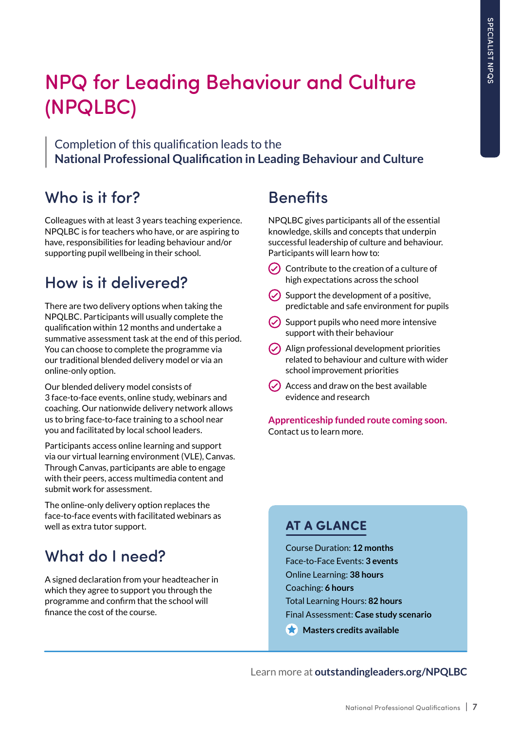# NPQ for Leading Behaviour and Culture (NPQLBC)

Completion of this qualification leads to the
**National Professional Qualification in Leading Behaviour and Culture**

## Who is it for?

Colleagues with at least 3 years teaching experience. NPQLBC is for teachers who have, or are aspiring to have, responsibilities for leading behaviour and/or supporting pupil wellbeing in their school.

## How is it delivered?

There are two delivery options when taking the NPQLBC. Participants will usually complete the qualification within 12 months and undertake a summative assessment task at the end of this period. You can choose to complete the programme via our traditional blended delivery model or via an online-only option.

Our blended delivery model consists of 3 face-to-face events, online study, webinars and coaching. Our nationwide delivery network allows us to bring face-to-face training to a school near you and facilitated by local school leaders.

Participants access online learning and support via our virtual learning environment (VLE), Canvas. Through Canvas, participants are able to engage with their peers, access multimedia content and submit work for assessment.

The online-only delivery option replaces the face-to-face events with facilitated webinars as well as extra tutor support.

## What do I need?

A signed declaration from your headteacher in which they agree to support you through the programme and confirm that the school will finance the cost of the course.

## Benefits

NPQLBC gives participants all of the essential knowledge, skills and concepts that underpin successful leadership of culture and behaviour. Participants will learn how to:

- Contribute to the creation of a culture of high expectations across the school
- Support the development of a positive, predictable and safe environment for pupils
- Support pupils who need more intensive support with their behaviour
- Align professional development priorities related to behaviour and culture with wider school improvement priorities
- Access and draw on the best available evidence and research

**Apprenticeship funded route coming soon.**
Contact us to learn more.

## AT A GLANCE

Course Duration: **12 months**
Face-to-Face Events: **3 events**
Online Learning: **38 hours**
Coaching: **6 hours**
Total Learning Hours: **82 hours**
Final Assessment: **Case study scenario**
**Masters credits available**

Learn more at **outstandingleaders.org/NPQLBC**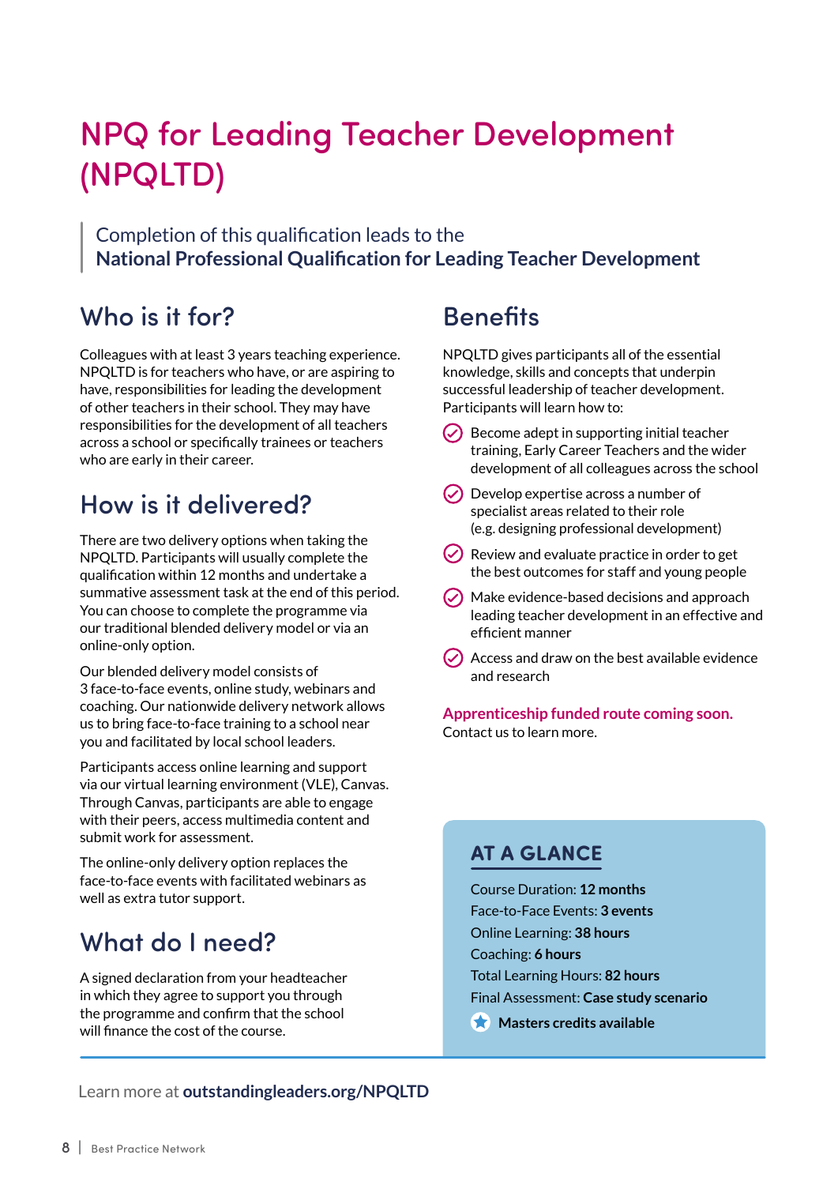# NPQ for Leading Teacher Development (NPQLTD)

> Completion of this qualification leads to the
> **National Professional Qualification for Leading Teacher Development**

## Who is it for?

Colleagues with at least 3 years teaching experience. NPQLTD is for teachers who have, or are aspiring to have, responsibilities for leading the development of other teachers in their school. They may have responsibilities for the development of all teachers across a school or specifically trainees or teachers who are early in their career.

## How is it delivered?

There are two delivery options when taking the NPQLTD. Participants will usually complete the qualification within 12 months and undertake a summative assessment task at the end of this period. You can choose to complete the programme via our traditional blended delivery model or via an online-only option.

Our blended delivery model consists of 3 face-to-face events, online study, webinars and coaching. Our nationwide delivery network allows us to bring face-to-face training to a school near you and facilitated by local school leaders.

Participants access online learning and support via our virtual learning environment (VLE), Canvas. Through Canvas, participants are able to engage with their peers, access multimedia content and submit work for assessment.

The online-only delivery option replaces the face-to-face events with facilitated webinars as well as extra tutor support.

## What do I need?

A signed declaration from your headteacher in which they agree to support you through the programme and confirm that the school will finance the cost of the course.

## Benefits

NPQLTD gives participants all of the essential knowledge, skills and concepts that underpin successful leadership of teacher development. Participants will learn how to:

- Become adept in supporting initial teacher training, Early Career Teachers and the wider development of all colleagues across the school
- Develop expertise across a number of specialist areas related to their role (e.g. designing professional development)
- Review and evaluate practice in order to get the best outcomes for staff and young people
- Make evidence-based decisions and approach leading teacher development in an effective and efficient manner
- Access and draw on the best available evidence and research

**Apprenticeship funded route coming soon.**
Contact us to learn more.

### AT A GLANCE

Course Duration: **12 months**
Face-to-Face Events: **3 events**
Online Learning: **38 hours**
Coaching: **6 hours**
Total Learning Hours: **82 hours**
Final Assessment: **Case study scenario**
**Masters credits available**

Learn more at **outstandingleaders.org/NPQLTD**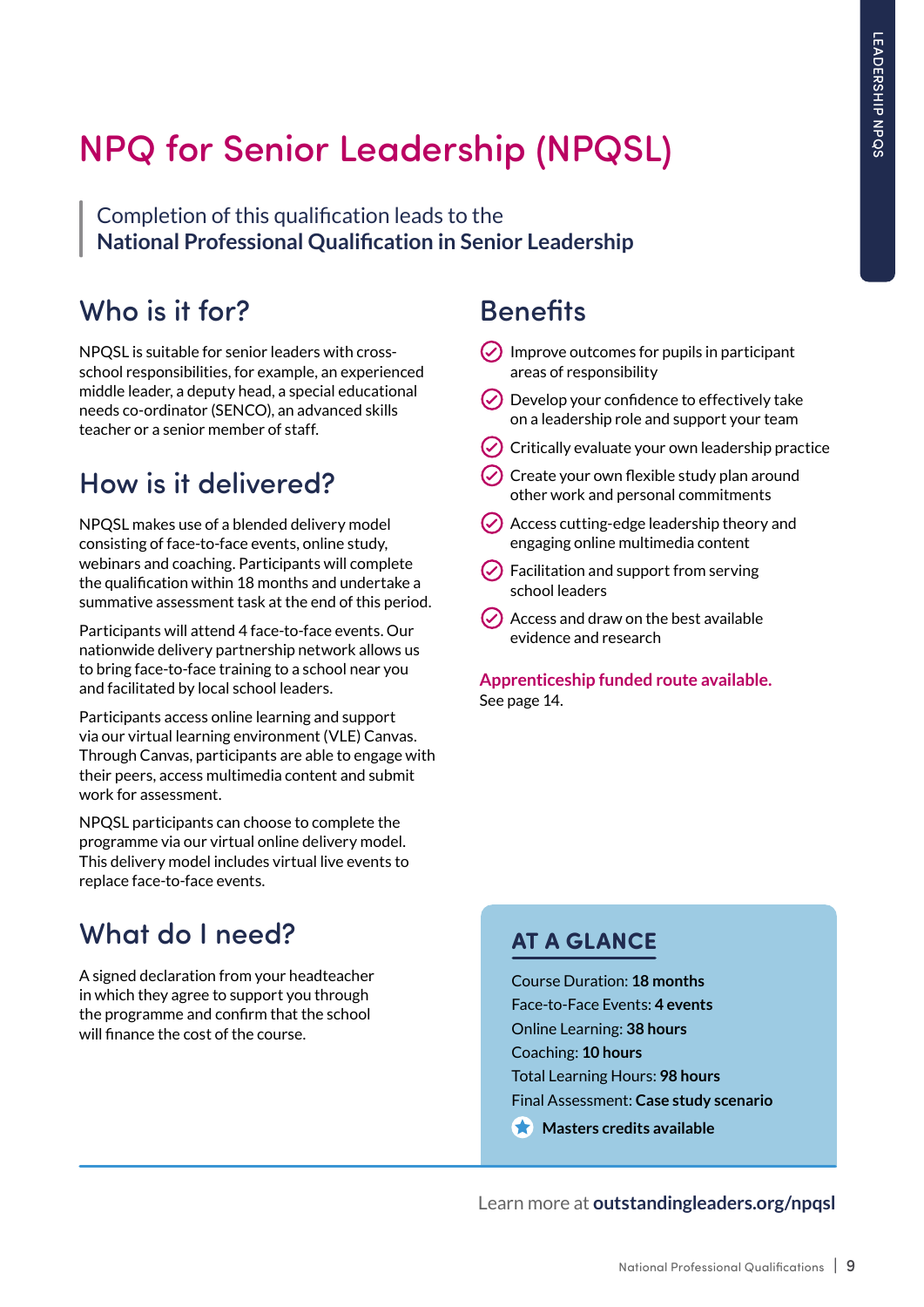# NPQ for Senior Leadership (NPQSL)

> Completion of this qualification leads to the
> **National Professional Qualification in Senior Leadership**

## Who is it for?

NPQSL is suitable for senior leaders with cross-school responsibilities, for example, an experienced middle leader, a deputy head, a special educational needs co-ordinator (SENCO), an advanced skills teacher or a senior member of staff.

## How is it delivered?

NPQSL makes use of a blended delivery model consisting of face-to-face events, online study, webinars and coaching. Participants will complete the qualification within 18 months and undertake a summative assessment task at the end of this period.

Participants will attend 4 face-to-face events. Our nationwide delivery partnership network allows us to bring face-to-face training to a school near you and facilitated by local school leaders.

Participants access online learning and support via our virtual learning environment (VLE) Canvas. Through Canvas, participants are able to engage with their peers, access multimedia content and submit work for assessment.

NPQSL participants can choose to complete the programme via our virtual online delivery model. This delivery model includes virtual live events to replace face-to-face events.

## What do I need?

A signed declaration from your headteacher in which they agree to support you through the programme and confirm that the school will finance the cost of the course.

## Benefits

- Improve outcomes for pupils in participant areas of responsibility
- Develop your confidence to effectively take on a leadership role and support your team
- Critically evaluate your own leadership practice
- Create your own flexible study plan around other work and personal commitments
- Access cutting-edge leadership theory and engaging online multimedia content
- Facilitation and support from serving school leaders
- Access and draw on the best available evidence and research

**Apprenticeship funded route available.**
See page 14.

### AT A GLANCE

Course Duration: **18 months**
Face-to-Face Events: **4 events**
Online Learning: **38 hours**
Coaching: **10 hours**
Total Learning Hours: **98 hours**
Final Assessment: **Case study scenario**
**Masters credits available**

Learn more at **outstandingleaders.org/npqsl**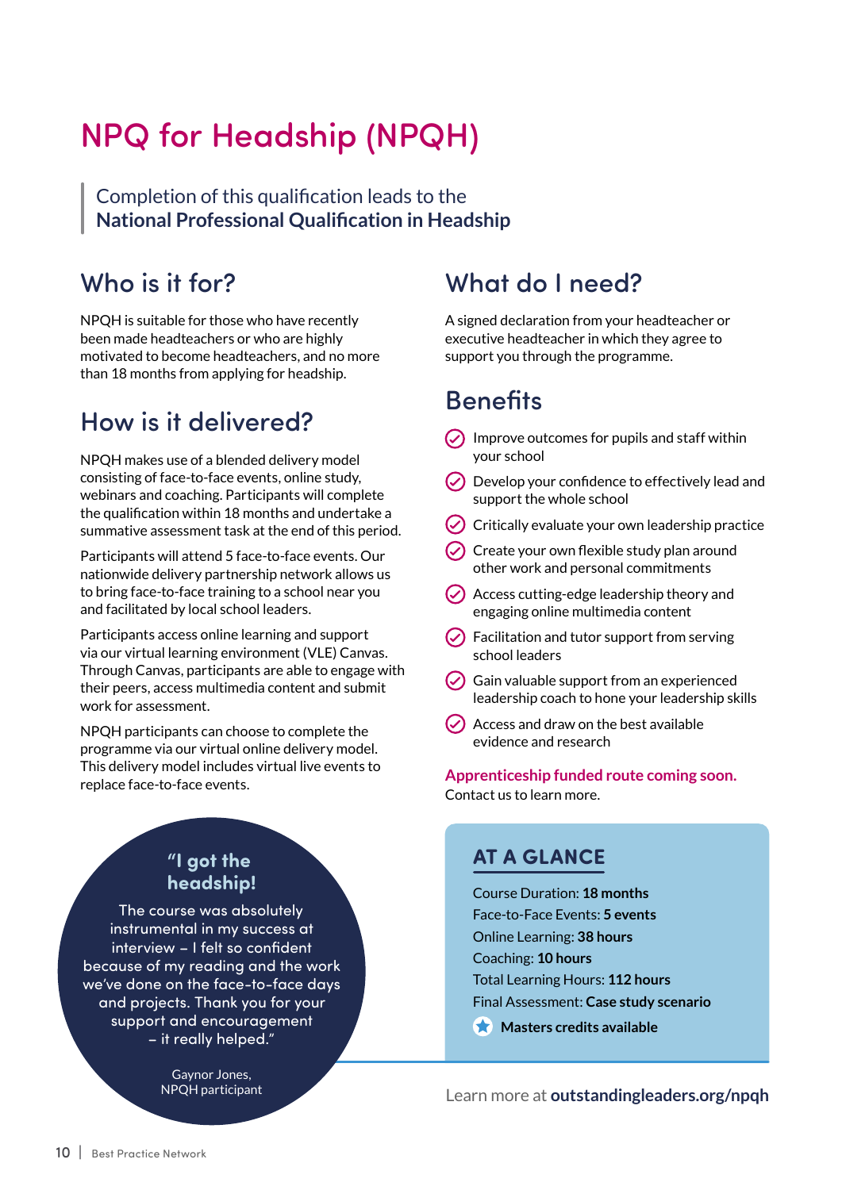# NPQ for Headship (NPQH)

> Completion of this qualification leads to the
> **National Professional Qualification in Headship**

## Who is it for?

NPQH is suitable for those who have recently been made headteachers or who are highly motivated to become headteachers, and no more than 18 months from applying for headship.

## How is it delivered?

NPQH makes use of a blended delivery model consisting of face-to-face events, online study, webinars and coaching. Participants will complete the qualification within 18 months and undertake a summative assessment task at the end of this period.

Participants will attend 5 face-to-face events. Our nationwide delivery partnership network allows us to bring face-to-face training to a school near you and facilitated by local school leaders.

Participants access online learning and support via our virtual learning environment (VLE) Canvas. Through Canvas, participants are able to engage with their peers, access multimedia content and submit work for assessment.

NPQH participants can choose to complete the programme via our virtual online delivery model. This delivery model includes virtual live events to replace face-to-face events.

> **"I got the headship!**
>
> The course was absolutely instrumental in my success at interview – I felt so confident because of my reading and the work we've done on the face-to-face days and projects. Thank you for your support and encouragement – it really helped."
>
> Gaynor Jones,
> NPQH participant

## What do I need?

A signed declaration from your headteacher or executive headteacher in which they agree to support you through the programme.

## Benefits

- Improve outcomes for pupils and staff within your school
- Develop your confidence to effectively lead and support the whole school
- Critically evaluate your own leadership practice
- Create your own flexible study plan around other work and personal commitments
- Access cutting-edge leadership theory and engaging online multimedia content
- Facilitation and tutor support from serving school leaders
- Gain valuable support from an experienced leadership coach to hone your leadership skills
- Access and draw on the best available evidence and research

**Apprenticeship funded route coming soon.**
Contact us to learn more.

## AT A GLANCE

Course Duration: **18 months**
Face-to-Face Events: **5 events**
Online Learning: **38 hours**
Coaching: **10 hours**
Total Learning Hours: **112 hours**
Final Assessment: **Case study scenario**
**Masters credits available**

Learn more at **outstandingleaders.org/npqh**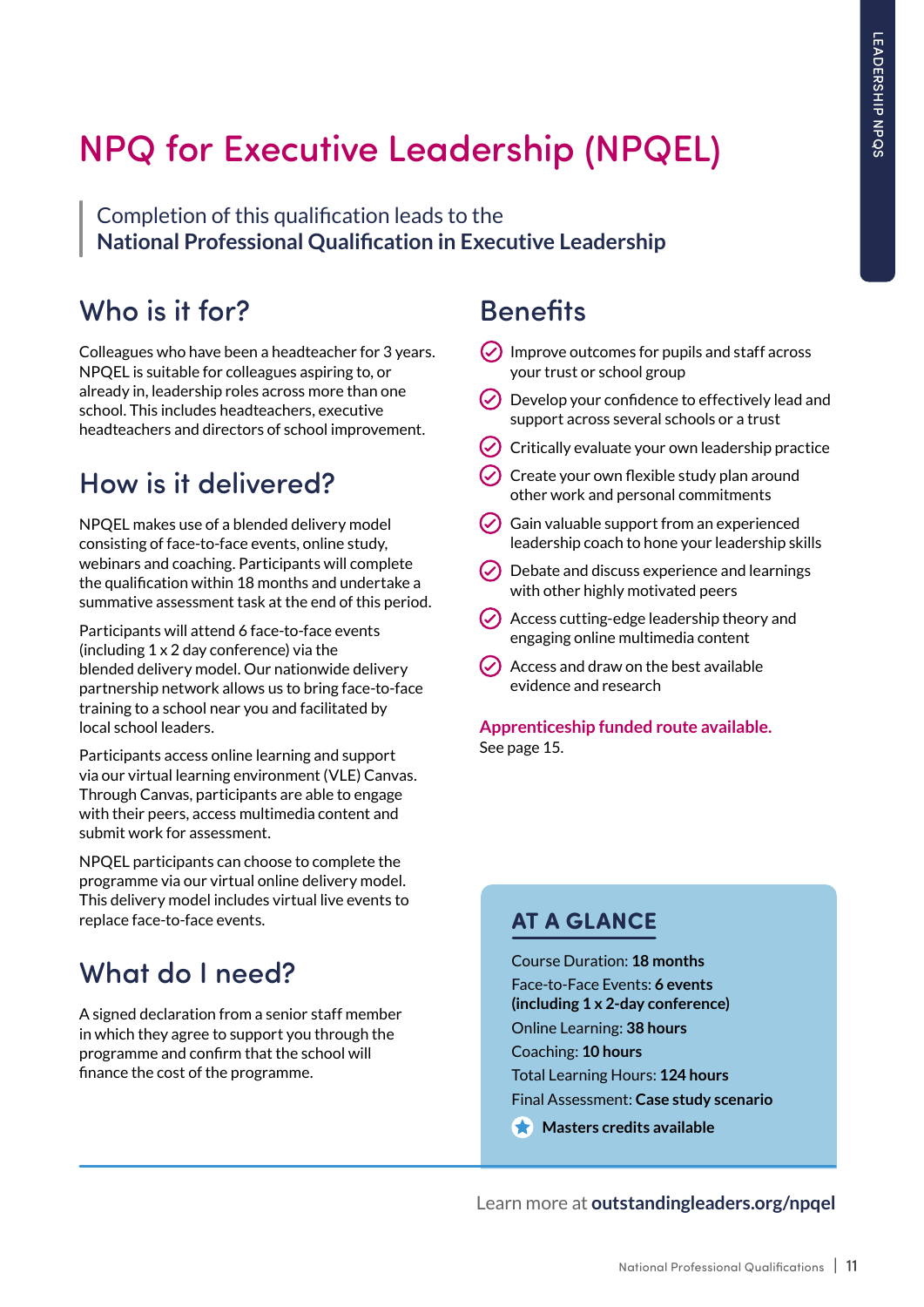# NPQ for Executive Leadership (NPQEL)

> Completion of this qualification leads to the
> **National Professional Qualification in Executive Leadership**

## Who is it for?

Colleagues who have been a headteacher for 3 years. NPQEL is suitable for colleagues aspiring to, or already in, leadership roles across more than one school. This includes headteachers, executive headteachers and directors of school improvement.

## How is it delivered?

NPQEL makes use of a blended delivery model consisting of face-to-face events, online study, webinars and coaching. Participants will complete the qualification within 18 months and undertake a summative assessment task at the end of this period.

Participants will attend 6 face-to-face events (including 1 x 2 day conference) via the blended delivery model. Our nationwide delivery partnership network allows us to bring face-to-face training to a school near you and facilitated by local school leaders.

Participants access online learning and support via our virtual learning environment (VLE) Canvas. Through Canvas, participants are able to engage with their peers, access multimedia content and submit work for assessment.

NPQEL participants can choose to complete the programme via our virtual online delivery model. This delivery model includes virtual live events to replace face-to-face events.

## What do I need?

A signed declaration from a senior staff member in which they agree to support you through the programme and confirm that the school will finance the cost of the programme.

## Benefits

- Improve outcomes for pupils and staff across your trust or school group
- Develop your confidence to effectively lead and support across several schools or a trust
- Critically evaluate your own leadership practice
- Create your own flexible study plan around other work and personal commitments
- Gain valuable support from an experienced leadership coach to hone your leadership skills
- Debate and discuss experience and learnings with other highly motivated peers
- Access cutting-edge leadership theory and engaging online multimedia content
- Access and draw on the best available evidence and research

**Apprenticeship funded route available.**
See page 15.

## AT A GLANCE

Course Duration: **18 months**
Face-to-Face Events: **6 events (including 1 x 2-day conference)**
Online Learning: **38 hours**
Coaching: **10 hours**
Total Learning Hours: **124 hours**
Final Assessment: **Case study scenario**
**Masters credits available**

Learn more at **outstandingleaders.org/npqel**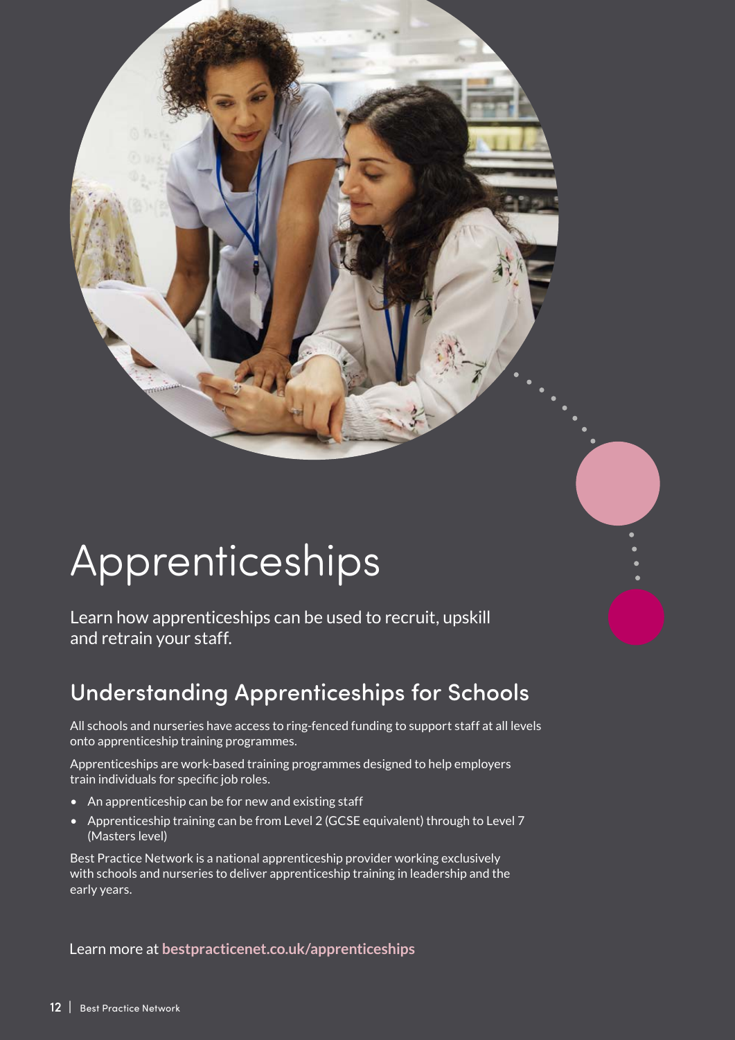# Apprenticeships

Learn how apprenticeships can be used to recruit, upskill and retrain your staff.

## Understanding Apprenticeships for Schools

All schools and nurseries have access to ring-fenced funding to support staff at all levels onto apprenticeship training programmes.

Apprenticeships are work-based training programmes designed to help employers train individuals for specific job roles.

- An apprenticeship can be for new and existing staff
- Apprenticeship training can be from Level 2 (GCSE equivalent) through to Level 7 (Masters level)

Best Practice Network is a national apprenticeship provider working exclusively with schools and nurseries to deliver apprenticeship training in leadership and the early years.

Learn more at **bestpracticenet.co.uk/apprenticeships**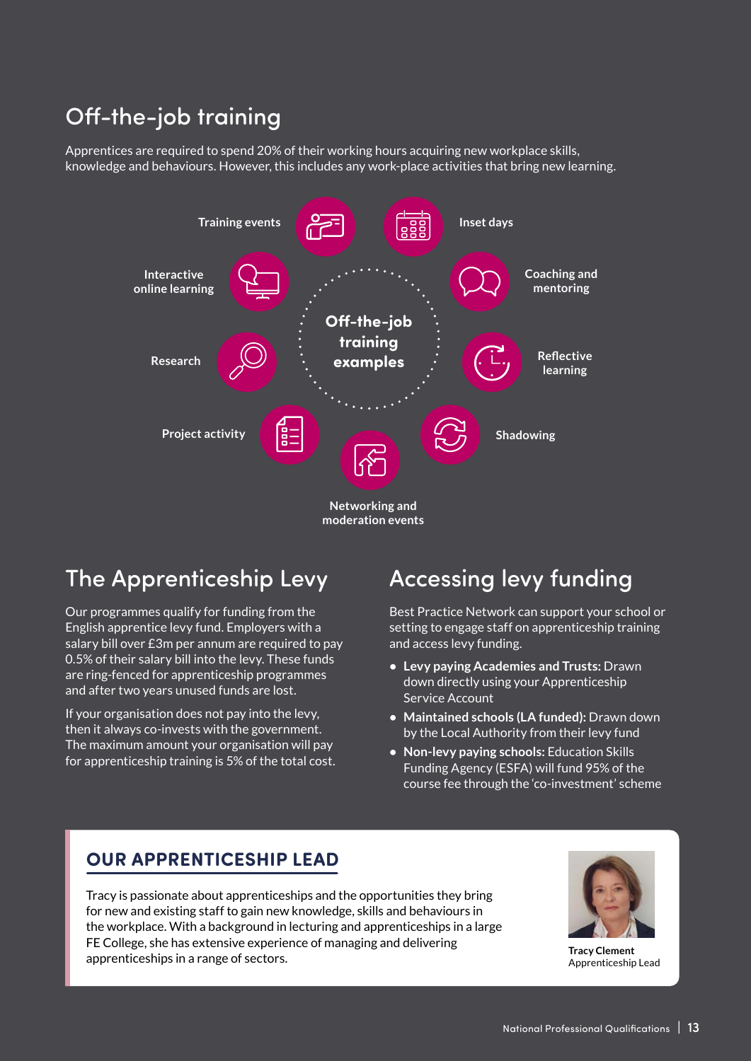## Off-the-job training

Apprentices are required to spend 20% of their working hours acquiring new workplace skills, knowledge and behaviours. However, this includes any work-place activities that bring new learning.

**Off-the-job training examples**

- Training events
- Inset days
- Coaching and mentoring
- Reflective learning
- Shadowing
- Networking and moderation events
- Project activity
- Research
- Interactive online learning

## The Apprenticeship Levy

Our programmes qualify for funding from the English apprentice levy fund. Employers with a salary bill over £3m per annum are required to pay 0.5% of their salary bill into the levy. These funds are ring-fenced for apprenticeship programmes and after two years unused funds are lost.

If your organisation does not pay into the levy, then it always co-invests with the government. The maximum amount your organisation will pay for apprenticeship training is 5% of the total cost.

## Accessing levy funding

Best Practice Network can support your school or setting to engage staff on apprenticeship training and access levy funding.

- **Levy paying Academies and Trusts:** Drawn down directly using your Apprenticeship Service Account
- **Maintained schools (LA funded):** Drawn down by the Local Authority from their levy fund
- **Non-levy paying schools:** Education Skills Funding Agency (ESFA) will fund 95% of the course fee through the 'co-investment' scheme

### OUR APPRENTICESHIP LEAD

Tracy is passionate about apprenticeships and the opportunities they bring for new and existing staff to gain new knowledge, skills and behaviours in the workplace. With a background in lecturing and apprenticeships in a large FE College, she has extensive experience of managing and delivering apprenticeships in a range of sectors.

**Tracy Clement**
Apprenticeship Lead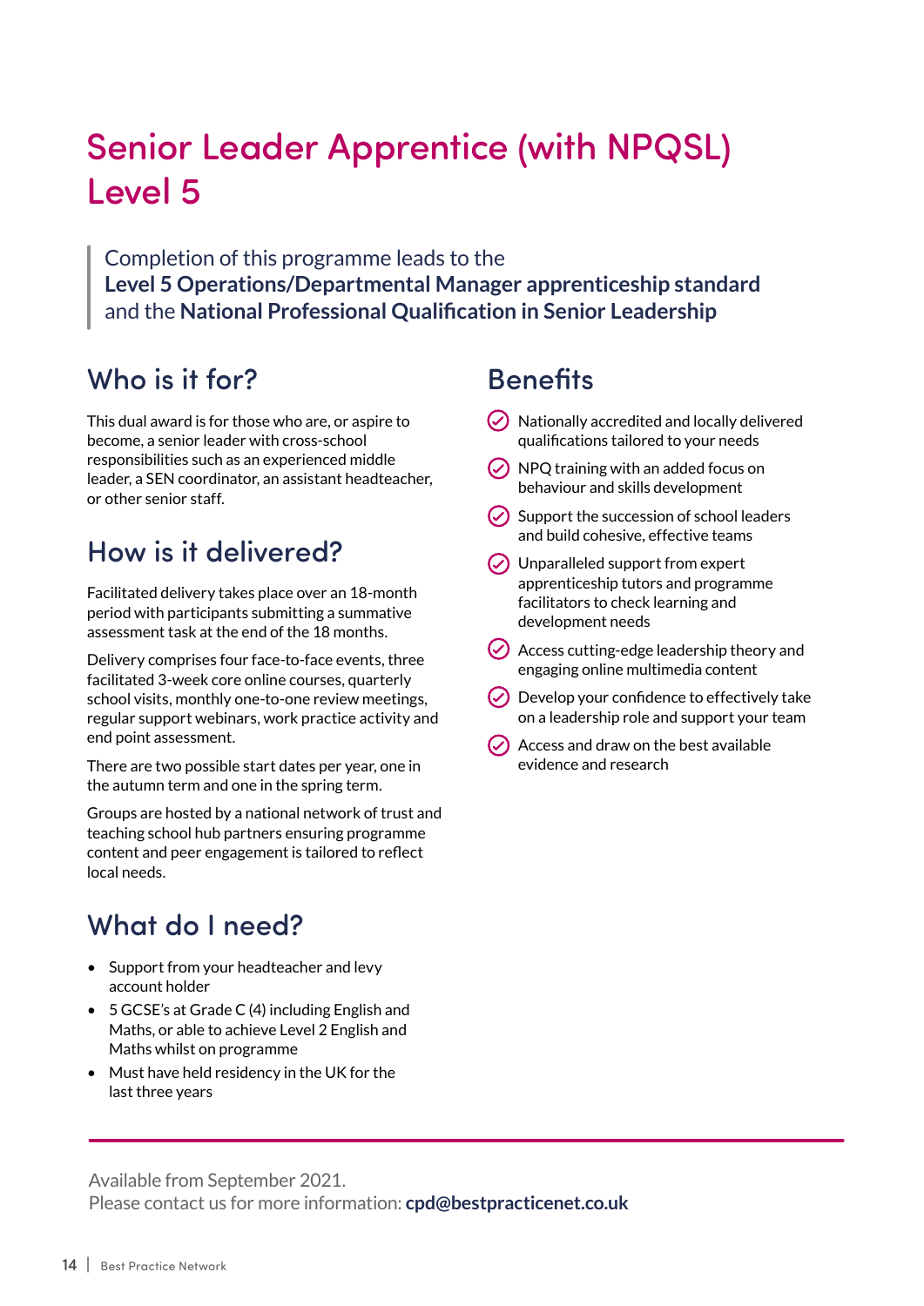# Senior Leader Apprentice (with NPQSL) Level 5

> Completion of this programme leads to the **Level 5 Operations/Departmental Manager apprenticeship standard** and the **National Professional Qualification in Senior Leadership**

## Who is it for?

This dual award is for those who are, or aspire to become, a senior leader with cross-school responsibilities such as an experienced middle leader, a SEN coordinator, an assistant headteacher, or other senior staff.

## How is it delivered?

Facilitated delivery takes place over an 18-month period with participants submitting a summative assessment task at the end of the 18 months.

Delivery comprises four face-to-face events, three facilitated 3-week core online courses, quarterly school visits, monthly one-to-one review meetings, regular support webinars, work practice activity and end point assessment.

There are two possible start dates per year, one in the autumn term and one in the spring term.

Groups are hosted by a national network of trust and teaching school hub partners ensuring programme content and peer engagement is tailored to reflect local needs.

## What do I need?

- Support from your headteacher and levy account holder
- 5 GCSE's at Grade C (4) including English and Maths, or able to achieve Level 2 English and Maths whilst on programme
- Must have held residency in the UK for the last three years

## Benefits

- Nationally accredited and locally delivered qualifications tailored to your needs
- NPQ training with an added focus on behaviour and skills development
- Support the succession of school leaders and build cohesive, effective teams
- Unparalleled support from expert apprenticeship tutors and programme facilitators to check learning and development needs
- Access cutting-edge leadership theory and engaging online multimedia content
- Develop your confidence to effectively take on a leadership role and support your team
- Access and draw on the best available evidence and research

---

Available from September 2021.
Please contact us for more information: **cpd@bestpracticenet.co.uk**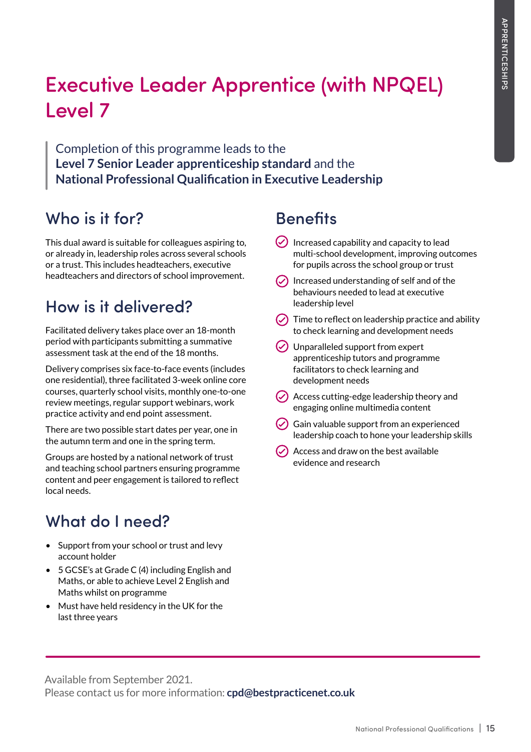# Executive Leader Apprentice (with NPQEL) Level 7

Completion of this programme leads to the **Level 7 Senior Leader apprenticeship standard** and the **National Professional Qualification in Executive Leadership**

## Who is it for?

This dual award is suitable for colleagues aspiring to, or already in, leadership roles across several schools or a trust. This includes headteachers, executive headteachers and directors of school improvement.

## How is it delivered?

Facilitated delivery takes place over an 18-month period with participants submitting a summative assessment task at the end of the 18 months.

Delivery comprises six face-to-face events (includes one residential), three facilitated 3-week online core courses, quarterly school visits, monthly one-to-one review meetings, regular support webinars, work practice activity and end point assessment.

There are two possible start dates per year, one in the autumn term and one in the spring term.

Groups are hosted by a national network of trust and teaching school partners ensuring programme content and peer engagement is tailored to reflect local needs.

## What do I need?

- Support from your school or trust and levy account holder
- 5 GCSE's at Grade C (4) including English and Maths, or able to achieve Level 2 English and Maths whilst on programme
- Must have held residency in the UK for the last three years

## Benefits

- Increased capability and capacity to lead multi-school development, improving outcomes for pupils across the school group or trust
- Increased understanding of self and of the behaviours needed to lead at executive leadership level
- Time to reflect on leadership practice and ability to check learning and development needs
- Unparalleled support from expert apprenticeship tutors and programme facilitators to check learning and development needs
- Access cutting-edge leadership theory and engaging online multimedia content
- Gain valuable support from an experienced leadership coach to hone your leadership skills
- Access and draw on the best available evidence and research

Available from September 2021.
Please contact us for more information: **cpd@bestpracticenet.co.uk**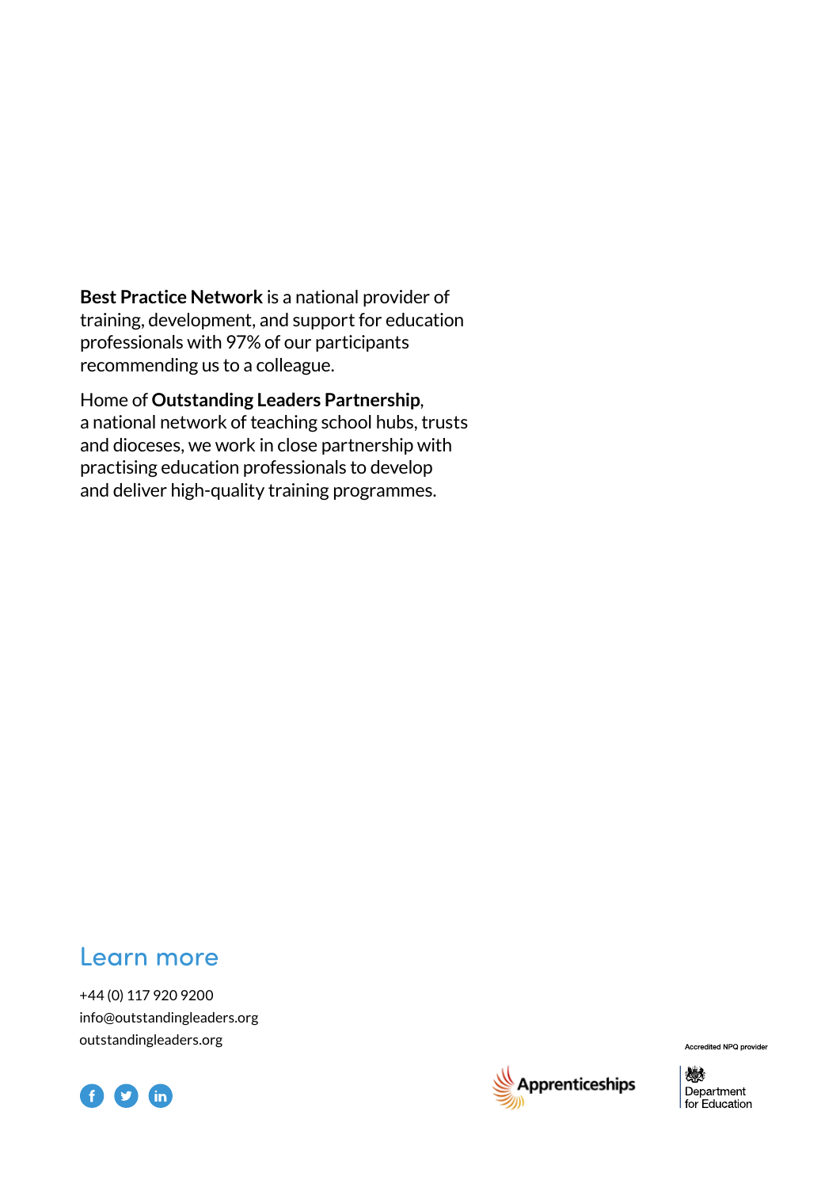**Best Practice Network** is a national provider of training, development, and support for education professionals with 97% of our participants recommending us to a colleague.

Home of **Outstanding Leaders Partnership**, a national network of teaching school hubs, trusts and dioceses, we work in close partnership with practising education professionals to develop and deliver high-quality training programmes.

## Learn more

+44 (0) 117 920 9200
info@outstandingleaders.org
outstandingleaders.org

Apprenticeships

Accredited NPQ provider

Department for Education